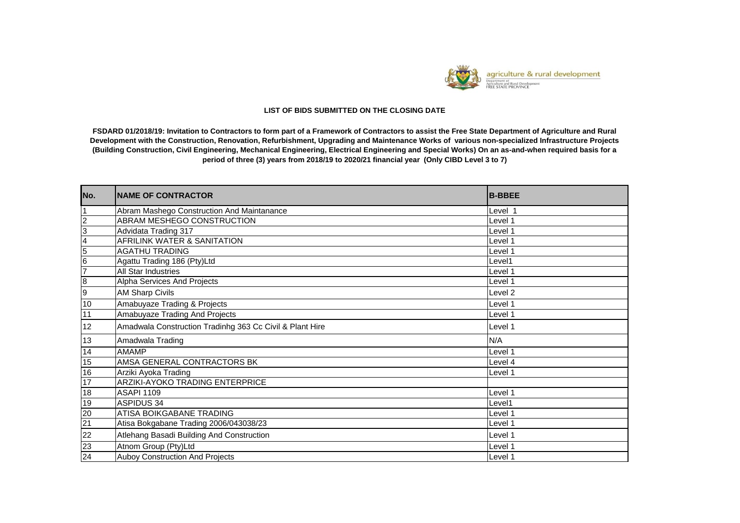agriculture & rural development

Department of Agriculture and Rural Development FREE STATE PROVINCE

**LIST OF BIDS SUBMITTED ON THE CLOSING DATE**

**FSDARD 01/2018/19: Invitation to Contractors to form part of a Framework of Contractors to assist the Free State Department of Agriculture and Rural Development with the Construction, Renovation, Refurbishment, Upgrading and Maintenance Works of various non-specialized Infrastructure Projects (Building Construction, Civil Engineering, Mechanical Engineering, Electrical Engineering and Special Works) On an as-and-when required basis for a period of three (3) years from 2018/19 to 2020/21 financial year (Only CIBD Level 3 to 7)**

| No. | NAME OF CONTRACTOR | B-BBEE |
|---|---|---|
| 1 | Abram Mashego Construction And Maintanance | Level 1 |
| 2 | ABRAM MESHEGO CONSTRUCTION | Level 1 |
| 3 | Advidata Trading 317 | Level 1 |
| 4 | AFRILINK WATER & SANITATION | Level 1 |
| 5 | AGATHU TRADING | Level 1 |
| 6 | Agattu Trading 186 (Pty)Ltd | Level1 |
| 7 | All Star Industries | Level 1 |
| 8 | Alpha Services And Projects | Level 1 |
| 9 | AM Sharp Civils | Level 2 |
| 10 | Amabuyaze Trading & Projects | Level 1 |
| 11 | Amabuyaze Trading And Projects | Level 1 |
| 12 | Amadwala Construction Tradinhg 363 Cc Civil & Plant Hire | Level 1 |
| 13 | Amadwala Trading | N/A |
| 14 | AMAMP | Level 1 |
| 15 | AMSA GENERAL CONTRACTORS BK | Level 4 |
| 16 | Arziki Ayoka Trading | Level 1 |
| 17 | ARZIKI-AYOKO TRADING ENTERPRICE | |
| 18 | ASAPI 1109 | Level 1 |
| 19 | ASPIDUS 34 | Level1 |
| 20 | ATISA BOIKGABANE TRADING | Level 1 |
| 21 | Atisa Bokgabane Trading 2006/043038/23 | Level 1 |
| 22 | Atlehang Basadi Building And Construction | Level 1 |
| 23 | Atnom Group (Pty)Ltd | Level 1 |
| 24 | Auboy Construction And Projects | Level 1 |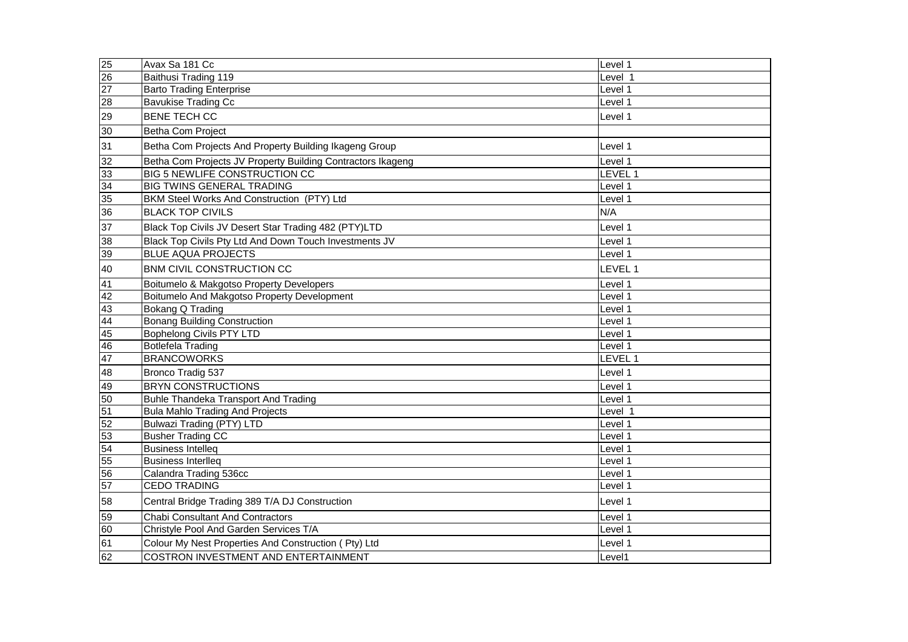| | | |
|---|---|---|
| 25 | Avax Sa 181 Cc | Level 1 |
| 26 | Baithusi Trading 119 | Level 1 |
| 27 | Barto Trading Enterprise | Level 1 |
| 28 | Bavukise Trading Cc | Level 1 |
| 29 | BENE TECH CC | Level 1 |
| 30 | Betha Com Project | |
| 31 | Betha Com Projects And Property Building Ikageng Group | Level 1 |
| 32 | Betha Com Projects JV Property Building Contractors Ikageng | Level 1 |
| 33 | BIG 5 NEWLIFE CONSTRUCTION CC | LEVEL 1 |
| 34 | BIG TWINS GENERAL TRADING | Level 1 |
| 35 | BKM Steel Works And Construction (PTY) Ltd | Level 1 |
| 36 | BLACK TOP CIVILS | N/A |
| 37 | Black Top Civils JV Desert Star Trading 482 (PTY)LTD | Level 1 |
| 38 | Black Top Civils Pty Ltd And Down Touch Investments JV | Level 1 |
| 39 | BLUE AQUA PROJECTS | Level 1 |
| 40 | BNM CIVIL CONSTRUCTION CC | LEVEL 1 |
| 41 | Boitumelo & Makgotso Property Developers | Level 1 |
| 42 | Boitumelo And Makgotso Property Development | Level 1 |
| 43 | Bokang Q Trading | Level 1 |
| 44 | Bonang Building Construction | Level 1 |
| 45 | Bophelong Civils PTY LTD | Level 1 |
| 46 | Botlefela Trading | Level 1 |
| 47 | BRANCOWORKS | LEVEL 1 |
| 48 | Bronco Tradig 537 | Level 1 |
| 49 | BRYN CONSTRUCTIONS | Level 1 |
| 50 | Buhle Thandeka Transport And Trading | Level 1 |
| 51 | Bula Mahlo Trading And Projects | Level 1 |
| 52 | Bulwazi Trading (PTY) LTD | Level 1 |
| 53 | Busher Trading CC | Level 1 |
| 54 | Business Intelleq | Level 1 |
| 55 | Business Interlleq | Level 1 |
| 56 | Calandra Trading 536cc | Level 1 |
| 57 | CEDO TRADING | Level 1 |
| 58 | Central Bridge Trading 389 T/A DJ Construction | Level 1 |
| 59 | Chabi Consultant And Contractors | Level 1 |
| 60 | Christyle Pool And Garden Services T/A | Level 1 |
| 61 | Colour My Nest Properties And Construction ( Pty) Ltd | Level 1 |
| 62 | COSTRON INVESTMENT AND ENTERTAINMENT | Level1 |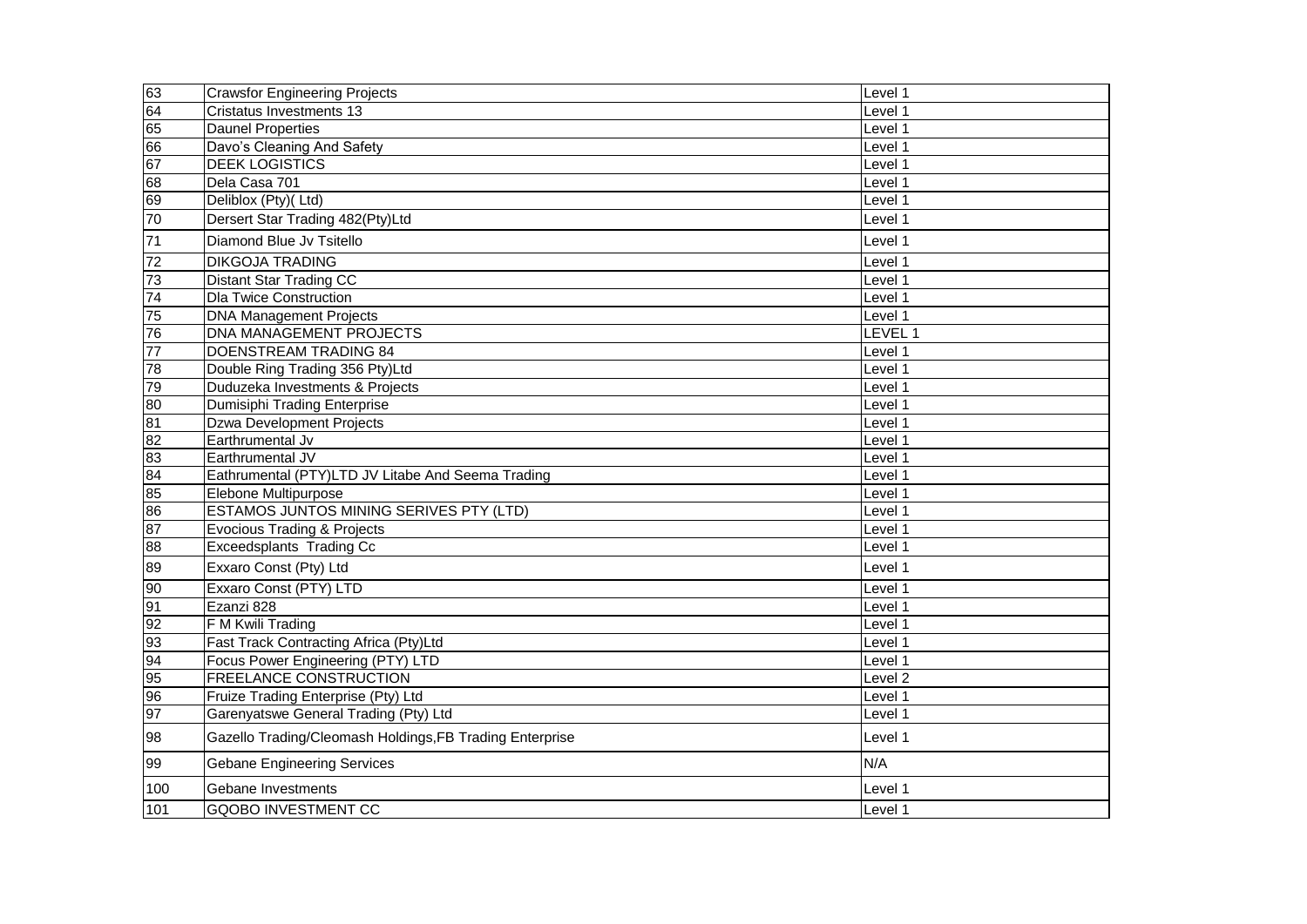| 63 | Crawsfor Engineering Projects | Level 1 |
|---|---|---|
| 64 | Cristatus Investments 13 | Level 1 |
| 65 | Daunel Properties | Level 1 |
| 66 | Davo's Cleaning And Safety | Level 1 |
| 67 | DEEK LOGISTICS | Level 1 |
| 68 | Dela Casa 701 | Level 1 |
| 69 | Deliblox (Pty)( Ltd) | Level 1 |
| 70 | Dersert Star Trading 482(Pty)Ltd | Level 1 |
| 71 | Diamond Blue Jv Tsitello | Level 1 |
| 72 | DIKGOJA TRADING | Level 1 |
| 73 | Distant Star Trading CC | Level 1 |
| 74 | Dla Twice Construction | Level 1 |
| 75 | DNA Management Projects | Level 1 |
| 76 | DNA MANAGEMENT PROJECTS | LEVEL 1 |
| 77 | DOENSTREAM TRADING 84 | Level 1 |
| 78 | Double Ring Trading 356 Pty)Ltd | Level 1 |
| 79 | Duduzeka Investments & Projects | Level 1 |
| 80 | Dumisiphi Trading Enterprise | Level 1 |
| 81 | Dzwa Development Projects | Level 1 |
| 82 | Earthrumental Jv | Level 1 |
| 83 | Earthrumental JV | Level 1 |
| 84 | Eathrumental (PTY)LTD JV Litabe And Seema Trading | Level 1 |
| 85 | Elebone Multipurpose | Level 1 |
| 86 | ESTAMOS JUNTOS MINING SERIVES PTY (LTD) | Level 1 |
| 87 | Evocious Trading & Projects | Level 1 |
| 88 | Exceedsplants Trading Cc | Level 1 |
| 89 | Exxaro Const (Pty) Ltd | Level 1 |
| 90 | Exxaro Const (PTY) LTD | Level 1 |
| 91 | Ezanzi 828 | Level 1 |
| 92 | F M Kwili Trading | Level 1 |
| 93 | Fast Track Contracting Africa (Pty)Ltd | Level 1 |
| 94 | Focus Power Engineering (PTY) LTD | Level 1 |
| 95 | FREELANCE CONSTRUCTION | Level 2 |
| 96 | Fruize Trading Enterprise (Pty) Ltd | Level 1 |
| 97 | Garenyatswe General Trading (Pty) Ltd | Level 1 |
| 98 | Gazello Trading/Cleomash Holdings,FB Trading Enterprise | Level 1 |
| 99 | Gebane Engineering Services | N/A |
| 100 | Gebane Investments | Level 1 |
| 101 | GQOBO INVESTMENT CC | Level 1 |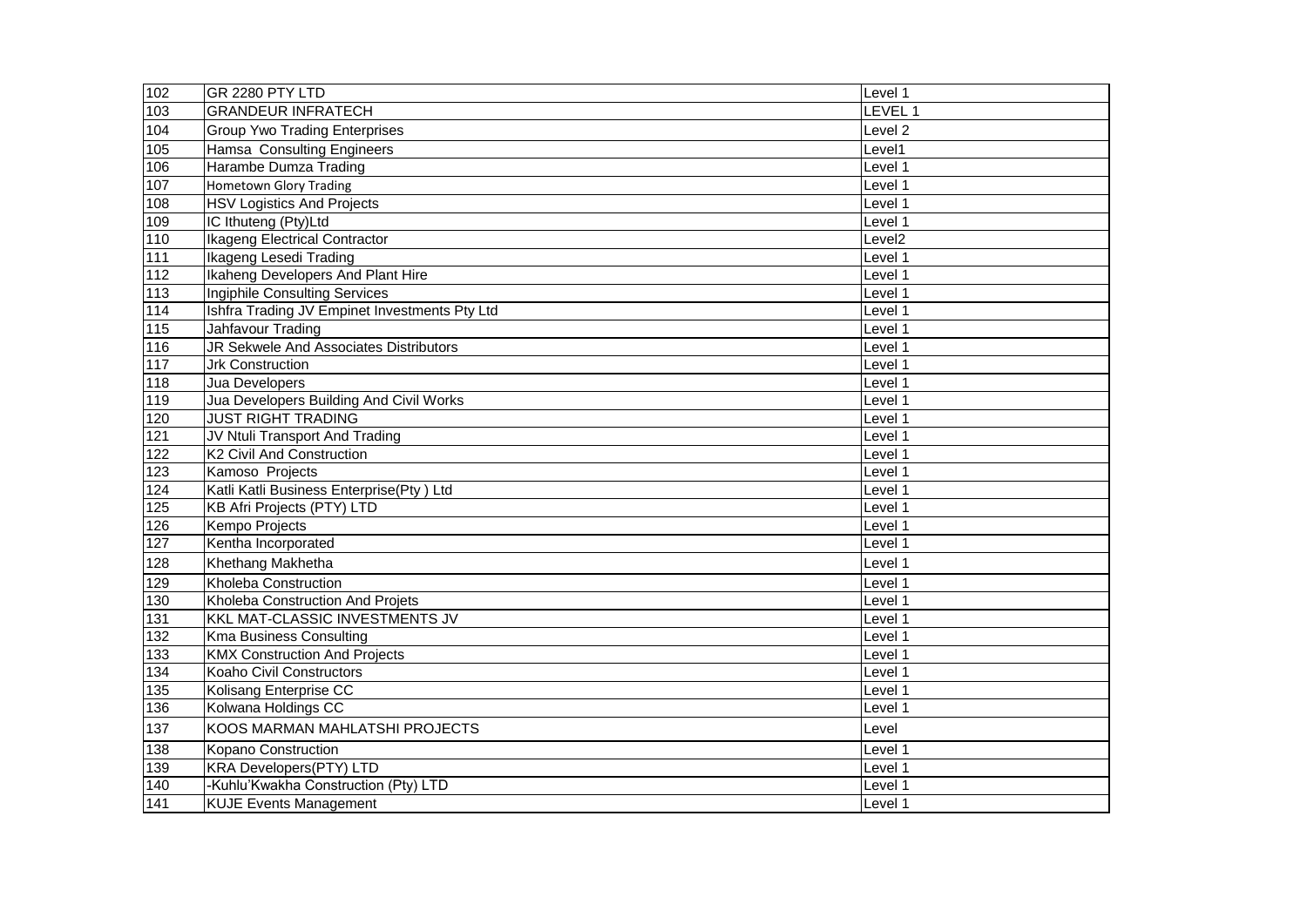| 102 | GR 2280 PTY LTD | Level 1 |
|---|---|---|
| 103 | GRANDEUR INFRATECH | LEVEL 1 |
| 104 | Group Ywo Trading Enterprises | Level 2 |
| 105 | Hamsa  Consulting Engineers | Level1 |
| 106 | Harambe Dumza Trading | Level 1 |
| 107 | Hometown Glory Trading | Level 1 |
| 108 | HSV Logistics And Projects | Level 1 |
| 109 | IC Ithuteng (Pty)Ltd | Level 1 |
| 110 | Ikageng Electrical Contractor | Level2 |
| 111 | Ikageng Lesedi Trading | Level 1 |
| 112 | Ikaheng Developers And Plant Hire | Level 1 |
| 113 | Ingiphile Consulting Services | Level 1 |
| 114 | Ishfra Trading JV Empinet Investments Pty Ltd | Level 1 |
| 115 | Jahfavour Trading | Level 1 |
| 116 | JR Sekwele And Associates Distributors | Level 1 |
| 117 | Jrk Construction | Level 1 |
| 118 | Jua Developers | Level 1 |
| 119 | Jua Developers Building And Civil Works | Level 1 |
| 120 | JUST RIGHT TRADING | Level 1 |
| 121 | JV Ntuli Transport And Trading | Level 1 |
| 122 | K2 Civil And Construction | Level 1 |
| 123 | Kamoso  Projects | Level 1 |
| 124 | Katli Katli Business Enterprise(Pty ) Ltd | Level 1 |
| 125 | KB Afri Projects (PTY) LTD | Level 1 |
| 126 | Kempo Projects | Level 1 |
| 127 | Kentha Incorporated | Level 1 |
| 128 | Khethang Makhetha | Level 1 |
| 129 | Kholeba Construction | Level 1 |
| 130 | Kholeba Construction And Projets | Level 1 |
| 131 | KKL MAT-CLASSIC INVESTMENTS JV | Level 1 |
| 132 | Kma Business Consulting | Level 1 |
| 133 | KMX Construction And Projects | Level 1 |
| 134 | Koaho Civil Constructors | Level 1 |
| 135 | Kolisang Enterprise CC | Level 1 |
| 136 | Kolwana Holdings CC | Level 1 |
| 137 | KOOS MARMAN MAHLATSHI PROJECTS | Level |
| 138 | Kopano Construction | Level 1 |
| 139 | KRA Developers(PTY) LTD | Level 1 |
| 140 | -Kuhlu'Kwakha Construction (Pty) LTD | Level 1 |
| 141 | KUJE Events Management | Level 1 |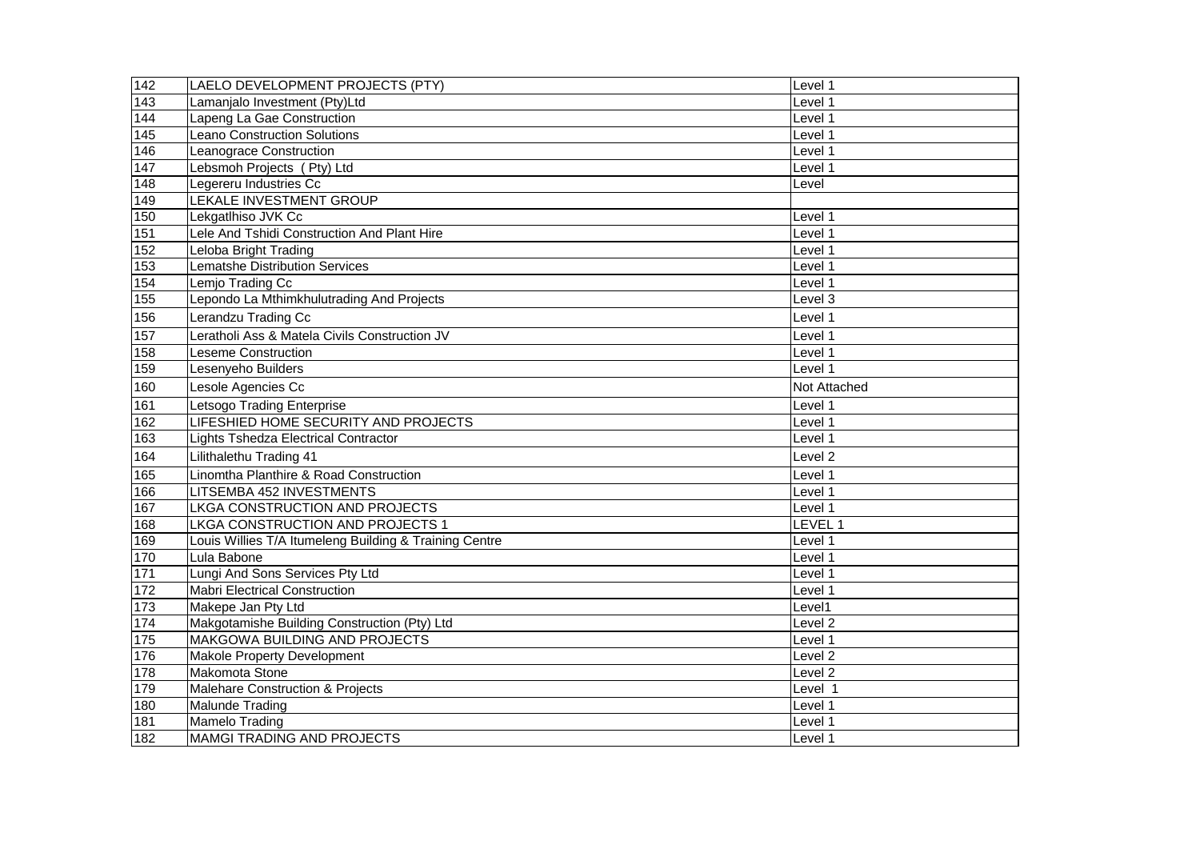| | | |
|---|---|---|
| 142 | LAELO DEVELOPMENT PROJECTS (PTY) | Level 1 |
| 143 | Lamanjalo Investment (Pty)Ltd | Level 1 |
| 144 | Lapeng La Gae Construction | Level 1 |
| 145 | Leano Construction Solutions | Level 1 |
| 146 | Leanograce Construction | Level 1 |
| 147 | Lebsmoh Projects ( Pty) Ltd | Level 1 |
| 148 | Legereru Industries Cc | Level |
| 149 | LEKALE INVESTMENT GROUP | |
| 150 | Lekgatlhiso JVK Cc | Level 1 |
| 151 | Lele And Tshidi Construction And Plant Hire | Level 1 |
| 152 | Leloba Bright Trading | Level 1 |
| 153 | Lematshe Distribution Services | Level 1 |
| 154 | Lemjo Trading Cc | Level 1 |
| 155 | Lepondo La Mthimkhulutrading And Projects | Level 3 |
| 156 | Lerandzu Trading Cc | Level 1 |
| 157 | Leratholi Ass & Matela Civils Construction JV | Level 1 |
| 158 | Leseme Construction | Level 1 |
| 159 | Lesenyeho Builders | Level 1 |
| 160 | Lesole Agencies Cc | Not Attached |
| 161 | Letsogo Trading Enterprise | Level 1 |
| 162 | LIFESHIED HOME SECURITY AND PROJECTS | Level 1 |
| 163 | Lights Tshedza Electrical Contractor | Level 1 |
| 164 | Lilithalethu Trading 41 | Level 2 |
| 165 | Linomtha Planthire & Road Construction | Level 1 |
| 166 | LITSEMBA 452 INVESTMENTS | Level 1 |
| 167 | LKGA CONSTRUCTION AND PROJECTS | Level 1 |
| 168 | LKGA CONSTRUCTION AND PROJECTS 1 | LEVEL 1 |
| 169 | Louis Willies T/A Itumeleng Building & Training Centre | Level 1 |
| 170 | Lula Babone | Level 1 |
| 171 | Lungi And Sons Services Pty Ltd | Level 1 |
| 172 | Mabri Electrical Construction | Level 1 |
| 173 | Makepe Jan Pty Ltd | Level1 |
| 174 | Makgotamishe Building Construction (Pty) Ltd | Level 2 |
| 175 | MAKGOWA BUILDING AND PROJECTS | Level 1 |
| 176 | Makole Property Development | Level 2 |
| 178 | Makomota Stone | Level 2 |
| 179 | Malehare Construction & Projects | Level 1 |
| 180 | Malunde Trading | Level 1 |
| 181 | Mamelo Trading | Level 1 |
| 182 | MAMGI TRADING AND PROJECTS | Level 1 |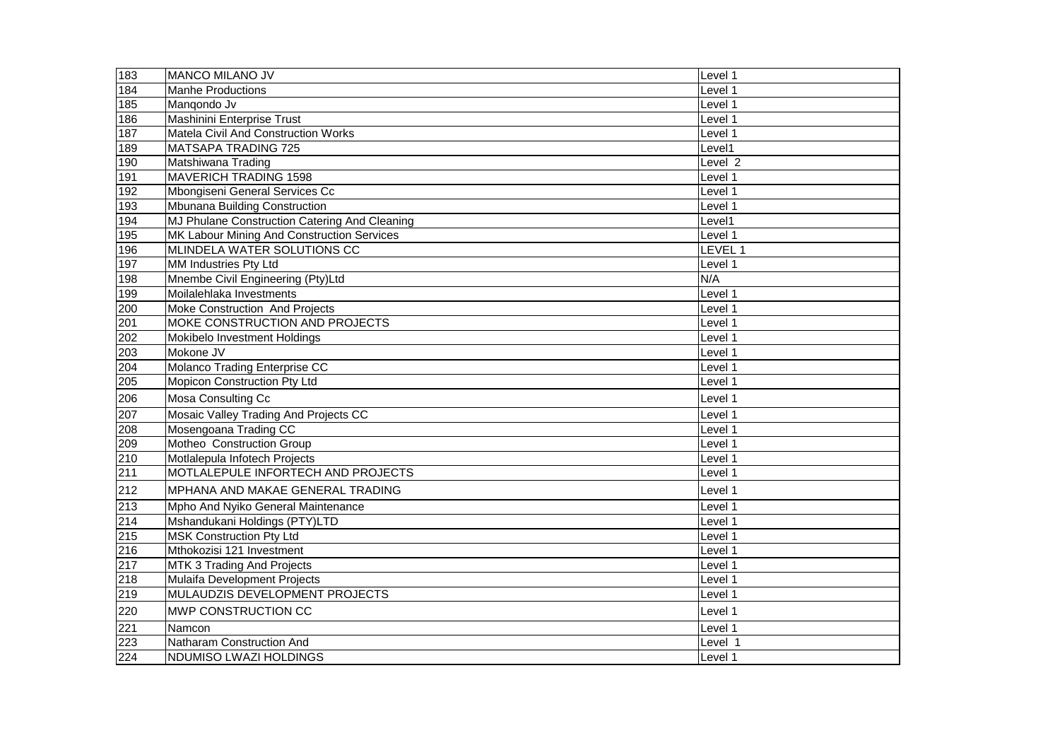| 183 | MANCO MILANO JV | Level 1 |
|---|---|---|
| 184 | Manhe Productions | Level 1 |
| 185 | Manqondo Jv | Level 1 |
| 186 | Mashinini Enterprise Trust | Level 1 |
| 187 | Matela Civil And Construction Works | Level 1 |
| 189 | MATSAPA TRADING 725 | Level1 |
| 190 | Matshiwana Trading | Level 2 |
| 191 | MAVERICH TRADING 1598 | Level 1 |
| 192 | Mbongiseni General Services Cc | Level 1 |
| 193 | Mbunana Building Construction | Level 1 |
| 194 | MJ Phulane Construction Catering And Cleaning | Level1 |
| 195 | MK Labour Mining And Construction Services | Level 1 |
| 196 | MLINDELA WATER SOLUTIONS CC | LEVEL 1 |
| 197 | MM Industries Pty Ltd | Level 1 |
| 198 | Mnembe Civil Engineering (Pty)Ltd | N/A |
| 199 | Moilalehlaka Investments | Level 1 |
| 200 | Moke Construction And Projects | Level 1 |
| 201 | MOKE CONSTRUCTION AND PROJECTS | Level 1 |
| 202 | Mokibelo Investment Holdings | Level 1 |
| 203 | Mokone JV | Level 1 |
| 204 | Molanco Trading Enterprise CC | Level 1 |
| 205 | Mopicon Construction Pty Ltd | Level 1 |
| 206 | Mosa Consulting Cc | Level 1 |
| 207 | Mosaic Valley Trading And Projects CC | Level 1 |
| 208 | Mosengoana Trading CC | Level 1 |
| 209 | Motheo Construction Group | Level 1 |
| 210 | Motlalepula Infotech Projects | Level 1 |
| 211 | MOTLALEPULE INFORTECH AND PROJECTS | Level 1 |
| 212 | MPHANA AND MAKAE GENERAL TRADING | Level 1 |
| 213 | Mpho And Nyiko General Maintenance | Level 1 |
| 214 | Mshandukani Holdings (PTY)LTD | Level 1 |
| 215 | MSK Construction Pty Ltd | Level 1 |
| 216 | Mthokozisi 121 Investment | Level 1 |
| 217 | MTK 3 Trading And Projects | Level 1 |
| 218 | Mulaifa Development Projects | Level 1 |
| 219 | MULAUDZIS DEVELOPMENT PROJECTS | Level 1 |
| 220 | MWP CONSTRUCTION CC | Level 1 |
| 221 | Namcon | Level 1 |
| 223 | Natharam Construction And | Level 1 |
| 224 | NDUMISO LWAZI HOLDINGS | Level 1 |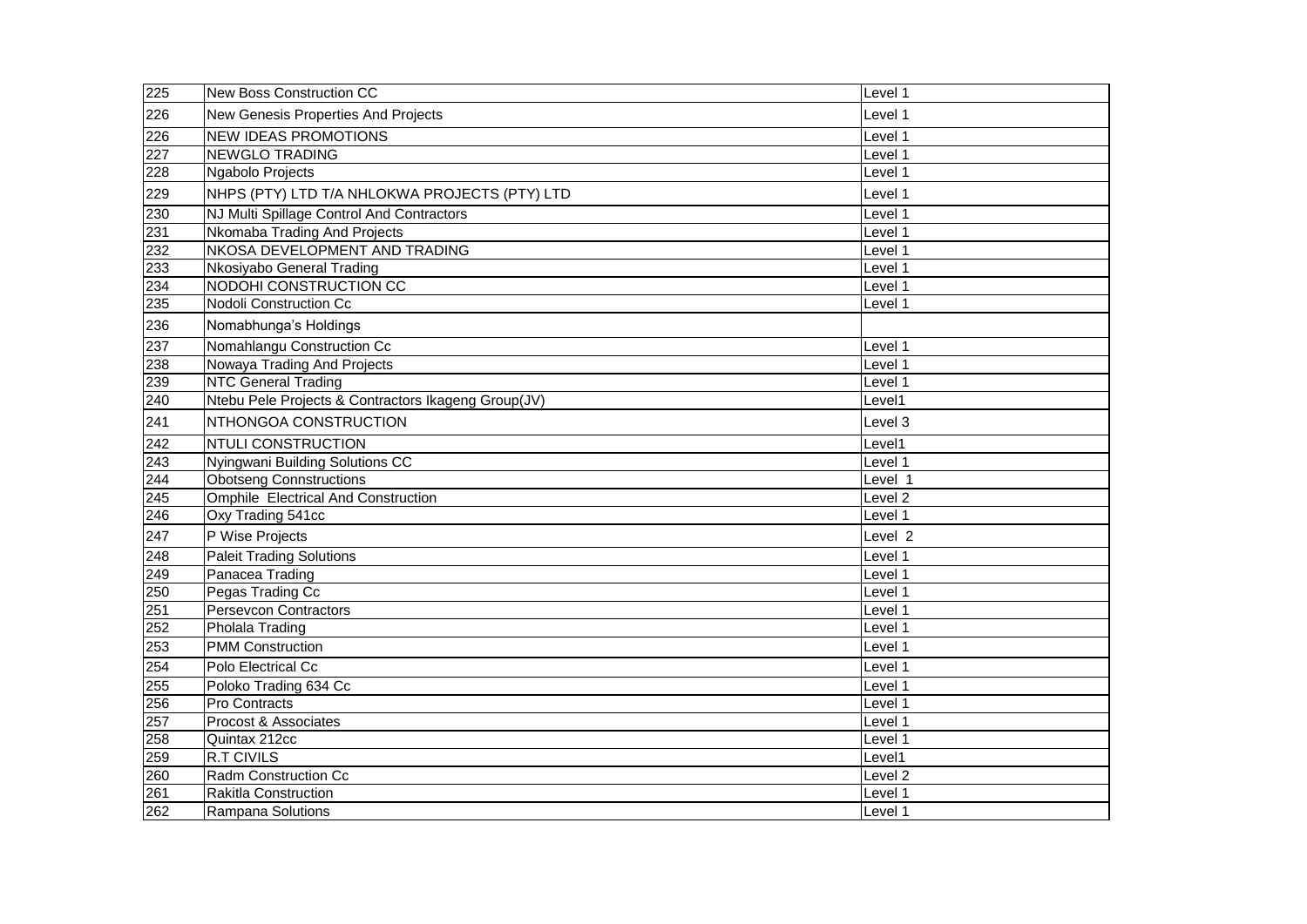| 225 | New Boss Construction CC | Level 1 |
|---|---|---|
| 226 | New Genesis Properties And Projects | Level 1 |
| 226 | NEW IDEAS PROMOTIONS | Level 1 |
| 227 | NEWGLO TRADING | Level 1 |
| 228 | Ngabolo Projects | Level 1 |
| 229 | NHPS (PTY) LTD T/A NHLOKWA PROJECTS (PTY) LTD | Level 1 |
| 230 | NJ Multi Spillage Control And Contractors | Level 1 |
| 231 | Nkomaba Trading And Projects | Level 1 |
| 232 | NKOSA DEVELOPMENT AND TRADING | Level 1 |
| 233 | Nkosiyabo General Trading | Level 1 |
| 234 | NODOHI CONSTRUCTION CC | Level 1 |
| 235 | Nodoli Construction Cc | Level 1 |
| 236 | Nomabhunga's Holdings | |
| 237 | Nomahlangu Construction Cc | Level 1 |
| 238 | Nowaya Trading And Projects | Level 1 |
| 239 | NTC General Trading | Level 1 |
| 240 | Ntebu Pele Projects & Contractors Ikageng Group(JV) | Level1 |
| 241 | NTHONGOA CONSTRUCTION | Level 3 |
| 242 | NTULI CONSTRUCTION | Level1 |
| 243 | Nyingwani Building Solutions CC | Level 1 |
| 244 | Obotseng Connstructions | Level 1 |
| 245 | Omphile Electrical And Construction | Level 2 |
| 246 | Oxy Trading 541cc | Level 1 |
| 247 | P Wise Projects | Level 2 |
| 248 | Paleit Trading Solutions | Level 1 |
| 249 | Panacea Trading | Level 1 |
| 250 | Pegas Trading Cc | Level 1 |
| 251 | Persevcon Contractors | Level 1 |
| 252 | Pholala Trading | Level 1 |
| 253 | PMM Construction | Level 1 |
| 254 | Polo Electrical Cc | Level 1 |
| 255 | Poloko Trading 634 Cc | Level 1 |
| 256 | Pro Contracts | Level 1 |
| 257 | Procost & Associates | Level 1 |
| 258 | Quintax 212cc | Level 1 |
| 259 | R.T CIVILS | Level1 |
| 260 | Radm Construction Cc | Level 2 |
| 261 | Rakitla Construction | Level 1 |
| 262 | Rampana Solutions | Level 1 |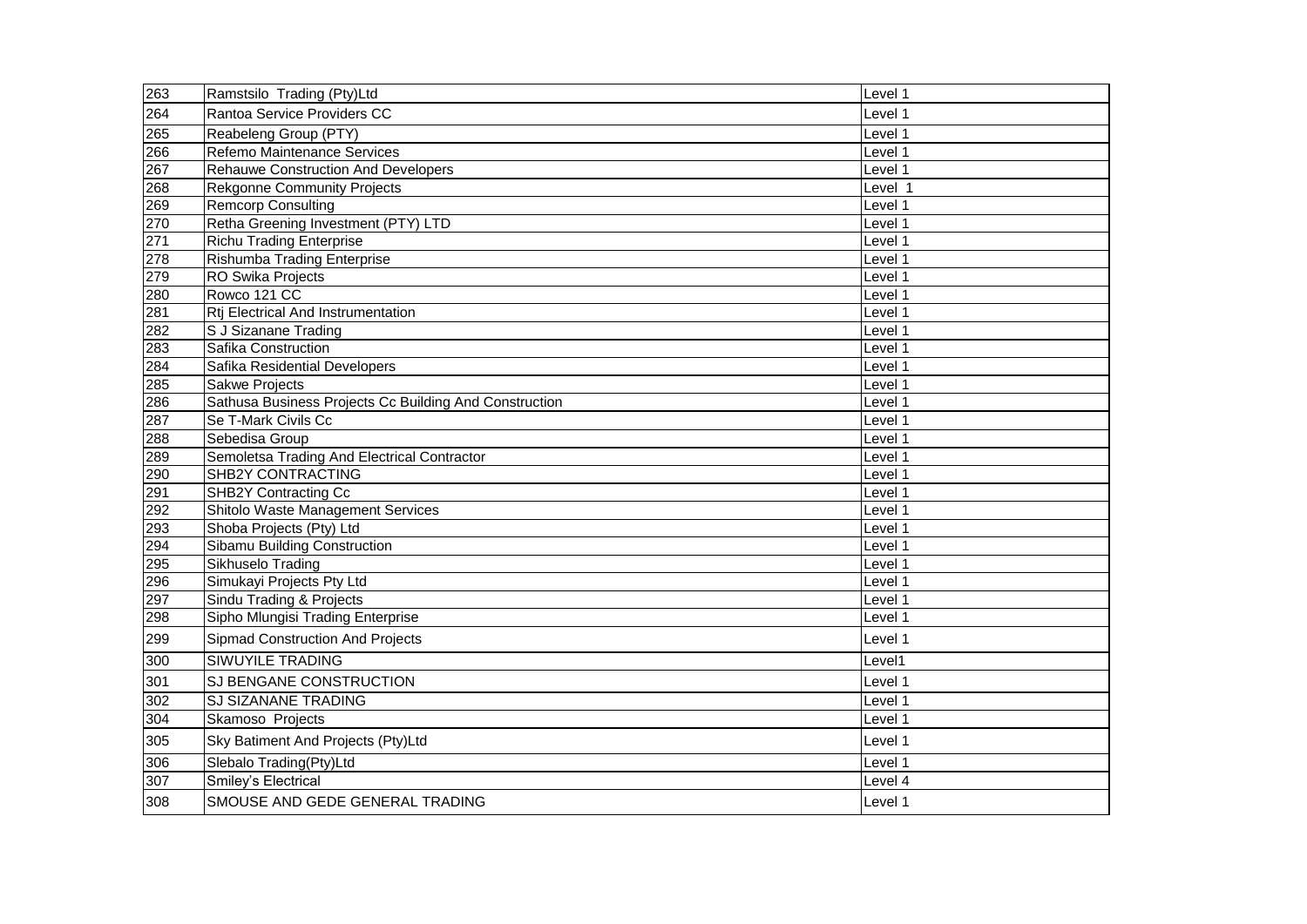| 263 | Ramstsilo  Trading (Pty)Ltd | Level 1 |
|---|---|---|
| 264 | Rantoa Service Providers CC | Level 1 |
| 265 | Reabeleng Group (PTY) | Level 1 |
| 266 | Refemo Maintenance Services | Level 1 |
| 267 | Rehauwe Construction And Developers | Level 1 |
| 268 | Rekgonne Community Projects | Level  1 |
| 269 | Remcorp Consulting | Level 1 |
| 270 | Retha Greening Investment (PTY) LTD | Level 1 |
| 271 | Richu Trading Enterprise | Level 1 |
| 278 | Rishumba Trading Enterprise | Level 1 |
| 279 | RO Swika Projects | Level 1 |
| 280 | Rowco 121 CC | Level 1 |
| 281 | Rtj Electrical And Instrumentation | Level 1 |
| 282 | S J Sizanane Trading | Level 1 |
| 283 | Safika Construction | Level 1 |
| 284 | Safika Residential Developers | Level 1 |
| 285 | Sakwe Projects | Level 1 |
| 286 | Sathusa Business Projects Cc Building And Construction | Level 1 |
| 287 | Se T-Mark Civils Cc | Level 1 |
| 288 | Sebedisa Group | Level 1 |
| 289 | Semoletsa Trading And Electrical Contractor | Level 1 |
| 290 | SHB2Y CONTRACTING | Level 1 |
| 291 | SHB2Y Contracting Cc | Level 1 |
| 292 | Shitolo Waste Management Services | Level 1 |
| 293 | Shoba Projects (Pty) Ltd | Level 1 |
| 294 | Sibamu Building Construction | Level 1 |
| 295 | Sikhuselo Trading | Level 1 |
| 296 | Simukayi Projects Pty Ltd | Level 1 |
| 297 | Sindu Trading & Projects | Level 1 |
| 298 | Sipho Mlungisi Trading Enterprise | Level 1 |
| 299 | Sipmad Construction And Projects | Level 1 |
| 300 | SIWUYILE TRADING | Level1 |
| 301 | SJ BENGANE CONSTRUCTION | Level 1 |
| 302 | SJ SIZANANE TRADING | Level 1 |
| 304 | Skamoso  Projects | Level 1 |
| 305 | Sky Batiment And Projects (Pty)Ltd | Level 1 |
| 306 | Slebalo Trading(Pty)Ltd | Level 1 |
| 307 | Smiley's Electrical | Level 4 |
| 308 | SMOUSE AND GEDE GENERAL TRADING | Level 1 |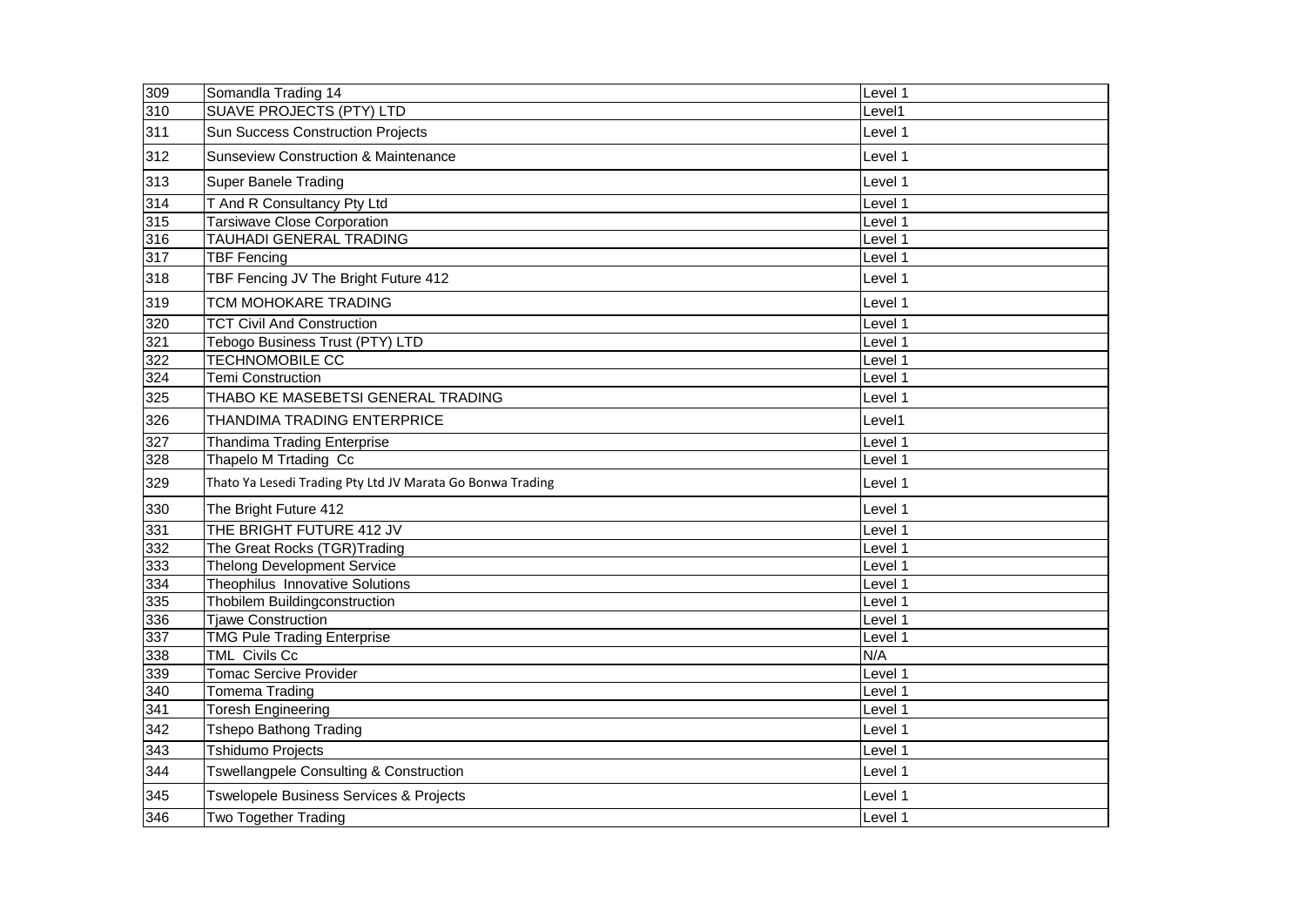| | | |
|---|---|---|
| 309 | Somandla Trading 14 | Level 1 |
| 310 | SUAVE PROJECTS (PTY) LTD | Level1 |
| 311 | Sun Success Construction Projects | Level 1 |
| 312 | Sunseview Construction & Maintenance | Level 1 |
| 313 | Super Banele Trading | Level 1 |
| 314 | T And R Consultancy Pty Ltd | Level 1 |
| 315 | Tarsiwave Close Corporation | Level 1 |
| 316 | TAUHADI GENERAL TRADING | Level 1 |
| 317 | TBF Fencing | Level 1 |
| 318 | TBF Fencing JV The Bright Future 412 | Level 1 |
| 319 | TCM MOHOKARE TRADING | Level 1 |
| 320 | TCT Civil And Construction | Level 1 |
| 321 | Tebogo Business Trust (PTY) LTD | Level 1 |
| 322 | TECHNOMOBILE CC | Level 1 |
| 324 | Temi Construction | Level 1 |
| 325 | THABO KE MASEBETSI GENERAL TRADING | Level 1 |
| 326 | THANDIMA TRADING ENTERPRICE | Level1 |
| 327 | Thandima Trading Enterprise | Level 1 |
| 328 | Thapelo M Trtading Cc | Level 1 |
| 329 | Thato Ya Lesedi Trading Pty Ltd JV Marata Go Bonwa Trading | Level 1 |
| 330 | The Bright Future 412 | Level 1 |
| 331 | THE BRIGHT FUTURE 412 JV | Level 1 |
| 332 | The Great Rocks (TGR)Trading | Level 1 |
| 333 | Thelong Development Service | Level 1 |
| 334 | Theophilus Innovative Solutions | Level 1 |
| 335 | Thobilem Buildingconstruction | Level 1 |
| 336 | Tjawe Construction | Level 1 |
| 337 | TMG Pule Trading Enterprise | Level 1 |
| 338 | TML Civils Cc | N/A |
| 339 | Tomac Sercive Provider | Level 1 |
| 340 | Tomema Trading | Level 1 |
| 341 | Toresh Engineering | Level 1 |
| 342 | Tshepo Bathong Trading | Level 1 |
| 343 | Tshidumo Projects | Level 1 |
| 344 | Tswellangpele Consulting & Construction | Level 1 |
| 345 | Tswelopele Business Services & Projects | Level 1 |
| 346 | Two Together Trading | Level 1 |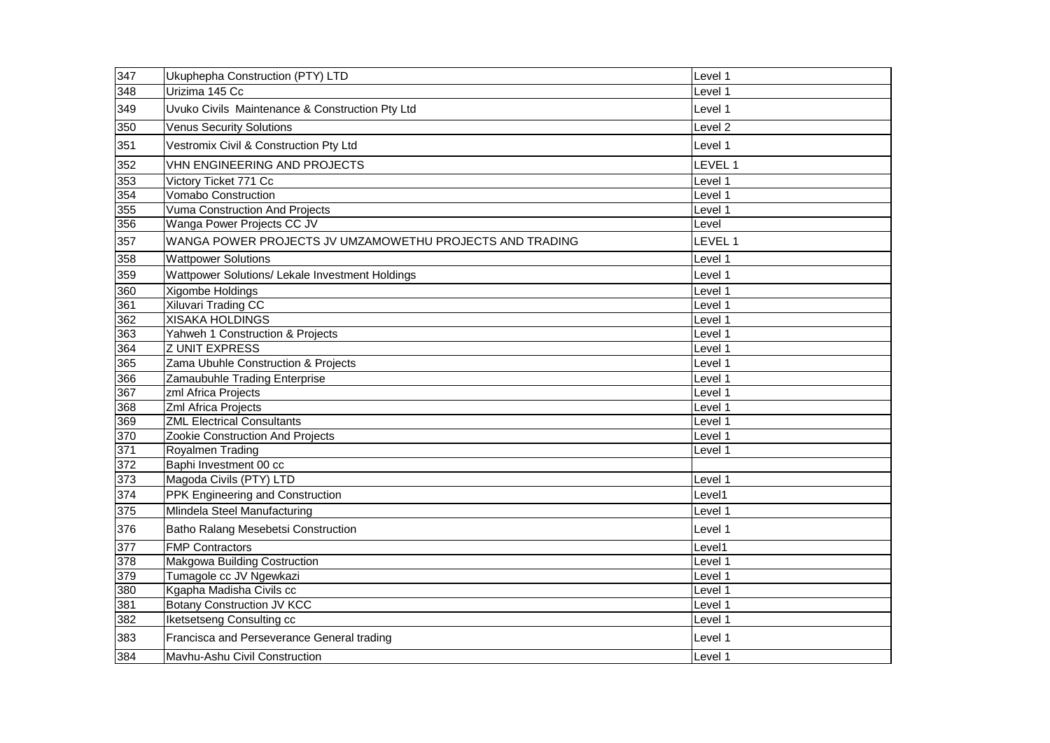| | | |
|---|---|---|
| 347 | Ukuphepha Construction (PTY) LTD | Level 1 |
| 348 | Urizima 145 Cc | Level 1 |
| 349 | Uvuko Civils Maintenance & Construction Pty Ltd | Level 1 |
| 350 | Venus Security Solutions | Level 2 |
| 351 | Vestromix Civil & Construction Pty Ltd | Level 1 |
| 352 | VHN ENGINEERING AND PROJECTS | LEVEL 1 |
| 353 | Victory Ticket 771 Cc | Level 1 |
| 354 | Vomabo Construction | Level 1 |
| 355 | Vuma Construction And Projects | Level 1 |
| 356 | Wanga Power Projects CC JV | Level |
| 357 | WANGA POWER PROJECTS JV UMZAMOWETHU PROJECTS AND TRADING | LEVEL 1 |
| 358 | Wattpower Solutions | Level 1 |
| 359 | Wattpower Solutions/ Lekale Investment Holdings | Level 1 |
| 360 | Xigombe Holdings | Level 1 |
| 361 | Xiluvari Trading CC | Level 1 |
| 362 | XISAKA HOLDINGS | Level 1 |
| 363 | Yahweh 1 Construction & Projects | Level 1 |
| 364 | Z UNIT EXPRESS | Level 1 |
| 365 | Zama Ubuhle Construction & Projects | Level 1 |
| 366 | Zamaubuhle Trading Enterprise | Level 1 |
| 367 | zml Africa Projects | Level 1 |
| 368 | Zml Africa Projects | Level 1 |
| 369 | ZML Electrical Consultants | Level 1 |
| 370 | Zookie Construction And Projects | Level 1 |
| 371 | Royalmen Trading | Level 1 |
| 372 | Baphi Investment 00 cc | |
| 373 | Magoda Civils (PTY) LTD | Level 1 |
| 374 | PPK Engineering and Construction | Level1 |
| 375 | Mlindela Steel Manufacturing | Level 1 |
| 376 | Batho Ralang Mesebetsi Construction | Level 1 |
| 377 | FMP Contractors | Level1 |
| 378 | Makgowa Building Costruction | Level 1 |
| 379 | Tumagole cc JV Ngewkazi | Level 1 |
| 380 | Kgapha Madisha Civils cc | Level 1 |
| 381 | Botany Construction JV KCC | Level 1 |
| 382 | Iketsetseng Consulting cc | Level 1 |
| 383 | Francisca and Perseverance General trading | Level 1 |
| 384 | Mavhu-Ashu Civil Construction | Level 1 |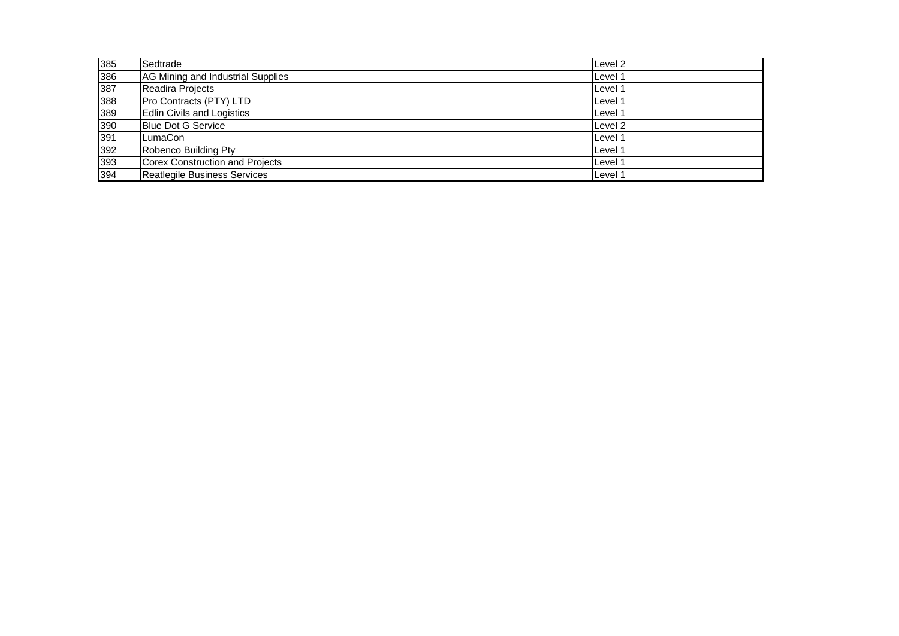| | | |
|---|---|---|
| 385 | Sedtrade | Level 2 |
| 386 | AG Mining and Industrial Supplies | Level 1 |
| 387 | Readira Projects | Level 1 |
| 388 | Pro Contracts (PTY) LTD | Level 1 |
| 389 | Edlin Civils and Logistics | Level 1 |
| 390 | Blue Dot G Service | Level 2 |
| 391 | LumaCon | Level 1 |
| 392 | Robenco Building Pty | Level 1 |
| 393 | Corex Construction and Projects | Level 1 |
| 394 | Reatlegile Business Services | Level 1 |